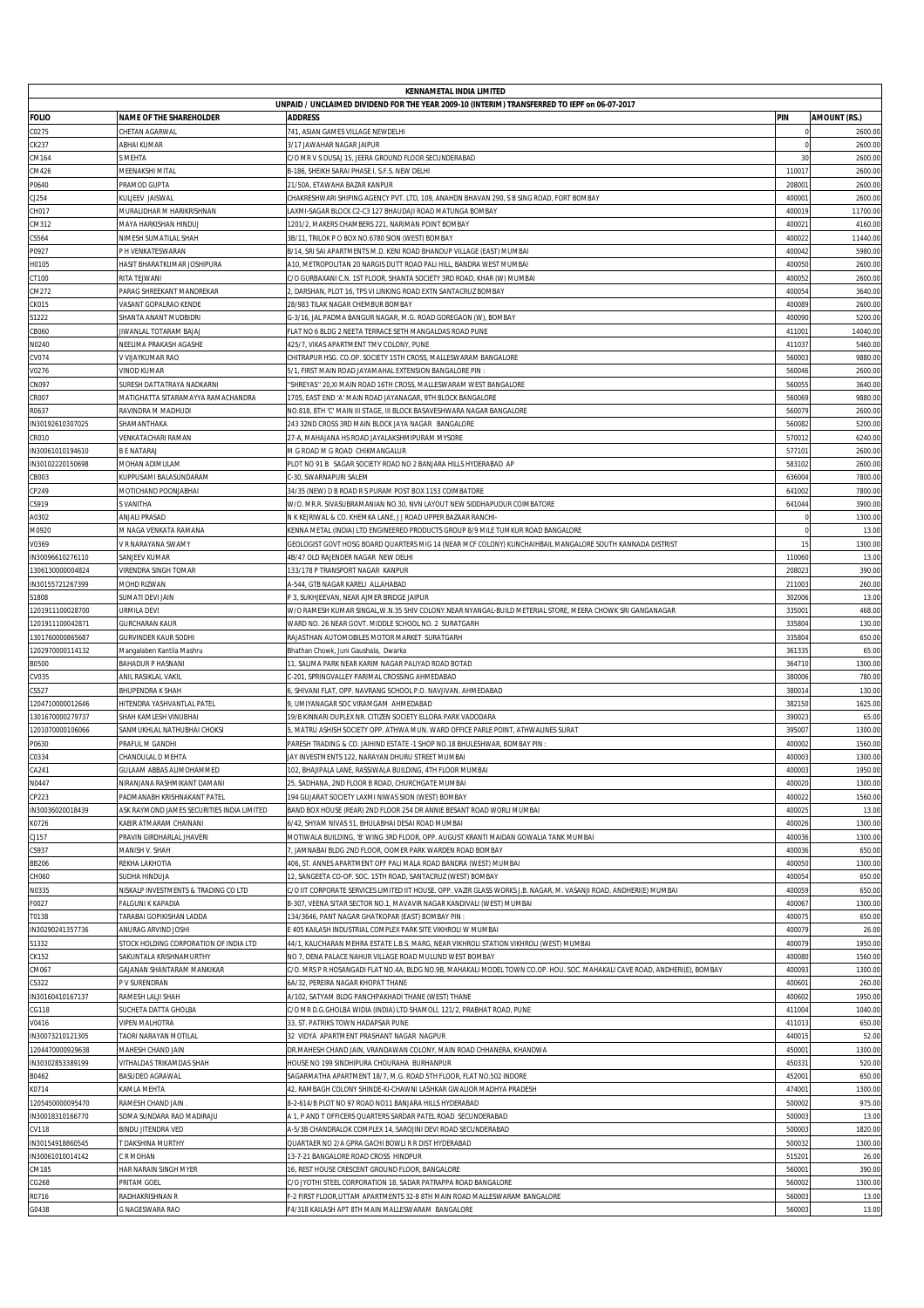# KENNAMETAL INDIA LIMITED

## UNPAID / UNCLAIMED DIVIDEND FOR THE YEAR 2009-10 (INTERIM) TRANSFERRED TO IEPF on 06-07-2017

| FOLIO | NAME OF THE SHAREHOLDER | ADDRESS | PIN | AMOUNT (RS.) |
|---|---|---|---|---|
| C0275 | CHETAN AGARWAL | 741, ASIAN GAMES VILLAGE NEWDELHI | 0 | 2600.00 |
| CK237 | ABHAI KUMAR | 3/17 JAWAHAR NAGAR JAIPUR | 0 | 2600.00 |
| CM164 | S MEHTA | C/O MR V S DUSAJ 15, JEERA GROUND FLOOR SECUNDERABAD | 30 | 2600.00 |
| CM426 | MEENAKSHI MITAL | B-186, SHEIKH SARAI PHASE I, S.F.S. NEW DELHI | 110017 | 2600.00 |
| P0640 | PRAMOD GUPTA | 21/50A, ETAWAHA BAZAR KANPUR | 208001 | 2600.00 |
| CJ254 | KULJEEV JAISWAL | CHAKRESHWARI SHIPING AGENCY PVT. LTD, 109, ANAHDN BHAVAN 290, S B SING ROAD, FORT BOMBAY | 400001 | 2600.00 |
| CH017 | MURALIDHAR M HARIKRISHNAN | LAXMI-SAGAR BLOCK C2-C3 127 BHAUDAJI ROAD MATUNGA BOMBAY | 400019 | 11700.00 |
| CM312 | MAYA HARKISHAN HINDUJ | 1201/2, MAKERS CHAMBERS 221, NARIMAN POINT BOMBAY | 400021 | 4160.00 |
| CS564 | NIMESH SUMATILAL SHAH | 3B/11, TRILOK P O BOX NO.6780 SION (WEST) BOMBAY | 400022 | 11440.00 |
| P0927 | P H VENKATESWARAN | B/14, SRI SAI APARTMENTS M.D. KENI ROAD BHANDUP VILLAGE (EAST) MUMBAI | 400042 | 5980.00 |
| H0105 | HASIT BHARATKUMAR JOSHIPURA | A10, METROPOLITAN 20 NARGIS DUTT ROAD PALI HILL, BANDRA WEST MUMBAI | 400050 | 2600.00 |
| CT100 | RITA TEJWANI | C/O GURBAXANI C.N. 1ST FLOOR, SHANTA SOCIETY 3RD ROAD, KHAR (W) MUMBAI | 400052 | 2600.00 |
| CM272 | PARAG SHREEKANT MANDREKAR | 2, DARSHAN, PLOT 16, TPS VI LINKING ROAD EXTN SANTACRUZ BOMBAY | 400054 | 3640.00 |
| CK015 | VASANT GOPALRAO KENDE | 28/983 TILAK NAGAR CHEMBUR BOMBAY | 400089 | 2600.00 |
| S1222 | SHANTA ANANT MUDBIDRI | G-3/16, JAL PADMA BANGUR NAGAR, M.G. ROAD GOREGAON (W), BOMBAY | 400090 | 5200.00 |
| CB060 | JIWANLAL TOTARAM BAJAJ | FLAT NO 6 BLDG 2 NEETA TERRACE SETH MANGALDAS ROAD PUNE | 411001 | 14040.00 |
| N0240 | NEELIMA PRAKASH AGASHE | 425/7, VIKAS APARTMENT TMV COLONY, PUNE | 411037 | 5460.00 |
| CV074 | V VIJAYKUMAR RAO | CHITRAPUR HSG. CO.OP. SOCIETY 15TH CROSS, MALLESWARAM BANGALORE | 560003 | 9880.00 |
| V0276 | VINOD KUMAR | 5/1, FIRST MAIN ROAD JAYAMAHAL EXTENSION BANGALORE PIN : | 560046 | 2600.00 |
| CN097 | SURESH DATTATRAYA NADKARNI | "SHREYAS" 20,XI MAIN ROAD 16TH CROSS, MALLESWARAM WEST BANGALORE | 560055 | 3640.00 |
| CR007 | MATIGHATTA SITARAMAYYA RAMACHANDRA | 1705, EAST END 'A' MAIN ROAD JAYANAGAR, 9TH BLOCK BANGALORE | 560069 | 9880.00 |
| R0637 | RAVINDRA M MADHUDI | NO.818, 8TH 'C' MAIN III STAGE, III BLOCK BASAVESHWARA NAGAR BANGALORE | 560079 | 2600.00 |
| IN30192610307025 | SHAMANTHAKA | 243 32ND CROSS 3RD MAIN BLOCK JAYA NAGAR BANGALORE | 560082 | 5200.00 |
| CR010 | VENKATACHARI RAMAN | 27-A, MAHAJANA HS ROAD JAYALAKSHMIPURAM MYSORE | 570012 | 6240.00 |
| IN30061010194610 | B E NATARAJ | M G ROAD M G ROAD CHIKMANGALUR | 577101 | 2600.00 |
| IN30102220150698 | MOHAN ADIMULAM | PLOT NO 91 B SAGAR SOCIETY ROAD NO 2 BANJARA HILLS HYDERABAD AP | 583102 | 2600.00 |
| CB003 | KUPPUSAMI BALASUNDARAM | C-30, SWARNAPURI SALEM | 636004 | 7800.00 |
| CP249 | MOTICHAND POONJABHAI | 34/35 (NEW) D B ROAD R S PURAM POST BOX 1153 COIMBATORE | 641002 | 7800.00 |
| CS919 | S VANITHA | W/O. MR.R. SIVASUBRAMANIAN NO.30, NVN LAYOUT NEW SIDDHAPUDUR COIMBATORE | 641044 | 3900.00 |
| A0302 | ANJALI PRASAD | N K KEJRIWAL & CO. KHEMKA LANE, J J ROAD UPPER BAZAAR RANCHI- | 0 | 1300.00 |
| M0920 | M NAGA VENKATA RAMANA | KENNA METAL (INDIA) LTD ENGINEERED PRODUCTS GROUP 8/9 MILE TUMKUR ROAD BANGALORE | 0 | 13.00 |
| V0369 | V R NARAYANA SWAMY | GEOLOGIST GOVT HOSG BOARD QUARTERS MIG 14 (NEAR MCF COLONY) KUNCHAIHBAIL MANGALORE SOUTH KANNADA DISTRIST | 15 | 1300.00 |
| IN30096610276110 | SANJEEV KUMAR | 4B/47 OLD RAJENDER NAGAR NEW DELHI | 110060 | 13.00 |
| 1306130000004824 | VIRENDRA SINGH TOMAR | 133/178 P TRANSPORT NAGAR KANPUR | 208023 | 390.00 |
| IN30155721267399 | MOHD RIZWAN | A-544, GTB NAGAR KARELI ALLAHABAD | 211003 | 260.00 |
| S1808 | SUMATI DEVI JAIN | P 3, SUKHJEEVAN, NEAR AJMER BRIDGE JAIPUR | 302006 | 13.00 |
| 1201911100028700 | URMILA DEVI | W/O RAMESH KUMAR SINGAL,W.N.35 SHIV COLONY.NEAR NYANGAL-BUILD METERIAL STORE, MEERA CHOWK SRI GANGANAGAR | 335001 | 468.00 |
| 1201911100042871 | GURCHARAN KAUR | WARD NO. 26 NEAR GOVT. MIDDLE SCHOOL NO. 2 SURATGARH | 335804 | 130.00 |
| 1301760000865687 | GURVINDER KAUR SODHI | RAJASTHAN AUTOMOBILES MOTOR MARKET SURATGARH | 335804 | 650.00 |
| 1202970000114132 | Mangalaben Kantila Mashru | Bhathan Chowk, Juni Gaushala, Dwarka | 361335 | 65.00 |
| B0500 | BAHADUR P HASNANI | 11, SALIMA PARK NEAR KARIM NAGAR PALIYAD ROAD BOTAD | 364710 | 1300.00 |
| CV035 | ANIL RASIKLAL VAKIL | C-201, SPRINGVALLEY PARIMAL CROSSING AHMEDABAD | 380006 | 780.00 |
| CS527 | BHUPENDRA K SHAH | 6, SHIVANI FLAT, OPP. NAVRANG SCHOOL P.O. NAVJIVAN, AHMEDABAD | 380014 | 130.00 |
| 1204710000012646 | HITENDRA YASHVANTLAL PATEL | 9, UMIYANAGAR SOC VIRAMGAM AHMEDABAD | 382150 | 1625.00 |
| 1301670000279737 | SHAH KAMLESH VINUBHAI | 19/B KINNARI DUPLEX NR. CITIZEN SOCIETY ELLORA PARK VADODARA | 390023 | 65.00 |
| 1201070000106066 | SANMUKHLAL NATHUBHAI CHOKSI | 5, MATRU ASHISH SOCIETY OPP. ATHWA MUN. WARD OFFICE PARLE POINT, ATHWALINES SURAT | 395007 | 1300.00 |
| P0630 | PRAFUL M GANDHI | PARESH TRADING & CO. JAIHIND ESTATE -1 SHOP NO.18 BHULESHWAR, BOMBAY PIN : | 400002 | 1560.00 |
| C0334 | CHANDULAL D MEHTA | JAY INVESTMENTS 122, NARAYAN DHURU STREET MUMBAI | 400003 | 1300.00 |
| CA241 | GULAAM ABBAS ALIMOHAMMED | 102, BHAJIPALA LANE, RASSIWALA BUILDING, 4TH FLOOR MUMBAI | 400003 | 1950.00 |
| N0447 | NIRANJANA RASHMIKANT DAMANI | 25, SADHANA, 2ND FLOOR B ROAD, CHURCHGATE MUMBAI | 400020 | 1300.00 |
| CP223 | PADMANABH KRISHNAKANT PATEL | 194 GUJARAT SOCIETY LAXMI NIWAS SION (WEST) BOMBAY | 400022 | 1560.00 |
| IN30036020018439 | ASK RAYMOND JAMES SECURITIES INDIA LIMITED | BAND BOX HOUSE (REAR) 2ND FLOOR 254 DR ANNIE BESANT ROAD WORLI MUMBAI | 400025 | 13.00 |
| K0726 | KABIR ATMARAM CHAINANI | 6/42, SHYAM NIVAS 51, BHULABHAI DESAI ROAD MUMBAI | 400026 | 1300.00 |
| CJ157 | PRAVIN GIRDHARLAL JHAVERI | MOTIWALA BUILDING, 'B' WING 3RD FLOOR, OPP. AUGUST KRANTI MAIDAN GOWALIA TANK MUMBAI | 400036 | 1300.00 |
| CS937 | MANISH V. SHAH | 7, JAMNABAI BLDG 2ND FLOOR, OOMER PARK WARDEN ROAD BOMBAY | 400036 | 650.00 |
| BB206 | REKHA LAKHOTIA | 406, ST. ANNES APARTMENT OFF PALI MALA ROAD BANDRA (WEST) MUMBAI | 400050 | 1300.00 |
| CH060 | SUDHA HINDUJA | 12, SANGEETA CO-OP. SOC. 15TH ROAD, SANTACRUZ (WEST) BOMBAY | 400054 | 650.00 |
| N0335 | NISKALP INVESTMENTS & TRADING CO LTD | C/O IIT CORPORATE SERVICES LIMITED IIT HOUSE. OPP. VAZIR GLASS WORKS J.B. NAGAR, M. VASANJI ROAD, ANDHERI(E) MUMBAI | 400059 | 650.00 |
| F0027 | FALGUNI K KAPADIA | B-307, VEENA SITAR SECTOR NO.1, MAVAVIR NAGAR KANDIVALI (WEST) MUMBAI | 400067 | 1300.00 |
| T0138 | TARABAI GOPIKISHAN LADDA | 134/3646, PANT NAGAR GHATKOPAR (EAST) BOMBAY PIN : | 400075 | 650.00 |
| IN30290241357736 | ANURAG ARVIND JOSHI | E 405 KAILASH INDUSTRIAL COMPLEX PARK SITE VIKHROLI W MUMBAI | 400079 | 26.00 |
| S1332 | STOCK HOLDING CORPORATION OF INDIA LTD | 44/1, KALICHARAN MEHRA ESTATE L.B.S. MARG, NEAR VIKHROLI STATION VIKHROLI (WEST) MUMBAI | 400079 | 1950.00 |
| CK152 | SAKUNTALA KRISHNAMURTHY | NO 7, DENA PALACE NAHUR VILLAGE ROAD MULUND WEST BOMBAY | 400080 | 1560.00 |
| CM067 | GAJANAN SHANTARAM MANKIKAR | C/O. MRS P R HOSANGADI FLAT NO.4A, BLDG NO.9B, MAHAKALI MODEL TOWN CO.OP. HOU. SOC. MAHAKALI CAVE ROAD, ANDHERI(E), BOMBAY | 400093 | 1300.00 |
| CS322 | P V SURENDRAN | 6A/32, PEREIRA NAGAR KHOPAT THANE | 400601 | 260.00 |
| IN30160410167137 | RAMESH LALJI SHAH | A/102, SATYAM BLDG PANCHPAKHADI THANE (WEST) THANE | 400602 | 1950.00 |
| CG118 | SUCHETA DATTA GHOLBA | C/O MR D.G.GHOLBA WIDIA (INDIA) LTD SHAMOLI, 121/2, PRABHAT ROAD, PUNE | 411004 | 1040.00 |
| V0416 | VIPEN MALHOTRA | 33, ST. PATRIKS TOWN HADAPSAR PUNE | 411013 | 650.00 |
| IN30073210121305 | TAORI NARAYAN MOTILAL | 32 VIDYA APARTMENT PRASHANT NAGAR NAGPUR | 440015 | 52.00 |
| 1204470000929638 | MAHESH CHAND JAIN | DR.MAHESH CHAND JAIN, VRANDAWAN COLONY, MAIN ROAD CHHANERA, KHANDWA | 450001 | 1300.00 |
| IN30302853389199 | VITHALDAS TRIKAMDAS SHAH | HOUSE NO 199 SINDHIPURA CHOURAHA BURHANPUR | 450331 | 520.00 |
| B0462 | BASUDEO AGRAWAL | SAGARMATHA APARTMENT 18/7, M.G. ROAD 5TH FLOOR, FLAT NO.502 INDORE | 452001 | 650.00 |
| K0714 | KAMLA MEHTA | 42, RAMBAGH COLONY SHINDE-KI-CHAWNI LASHKAR GWALIOR MADHYA PRADESH | 474001 | 1300.00 |
| 1205450000095470 | RAMESH CHAND JAIN . | 8-2-614/B PLOT NO 97 ROAD NO11 BANJARA HILLS HYDERABAD | 500002 | 975.00 |
| IN30018310166770 | SOMA SUNDARA RAO MADIRAJU | A 1, P AND T OFFICERS QUARTERS SARDAR PATEL ROAD SECUNDERABAD | 500003 | 13.00 |
| CV118 | BINDU JITENDRA VED | A-5/3B CHANDRALOK COMPLEX 14, SAROJINI DEVI ROAD SECUNDERABAD | 500003 | 1820.00 |
| IN30154918860545 | T DAKSHINA MURTHY | QUARTAER NO 2/A GPRA GACHI BOWLI R R DIST HYDERABAD | 500032 | 1300.00 |
| IN30061010014142 | C R MOHAN | 13-7-21 BANGALORE ROAD CROSS HINDPUR | 515201 | 26.00 |
| CM185 | HAR NARAIN SINGH MYER | 16, REST HOUSE CRESCENT GROUND FLOOR, BANGALORE | 560001 | 390.00 |
| CG268 | PRITAM GOEL | C/O JYOTHI STEEL CORPORATION 18, SADAR PATRAPPA ROAD BANGALORE | 560002 | 1300.00 |
| R0716 | RADHAKRISHNAN R | F-2 FIRST FLOOR,UTTAM APARTMENTS 32-8 8TH MAIN ROAD MALLESWARAM BANGALORE | 560003 | 13.00 |
| G0438 | G NAGESWARA RAO | F4/318 KAILASH APT 8TH MAIN MALLESWARAM BANGALORE | 560003 | 13.00 |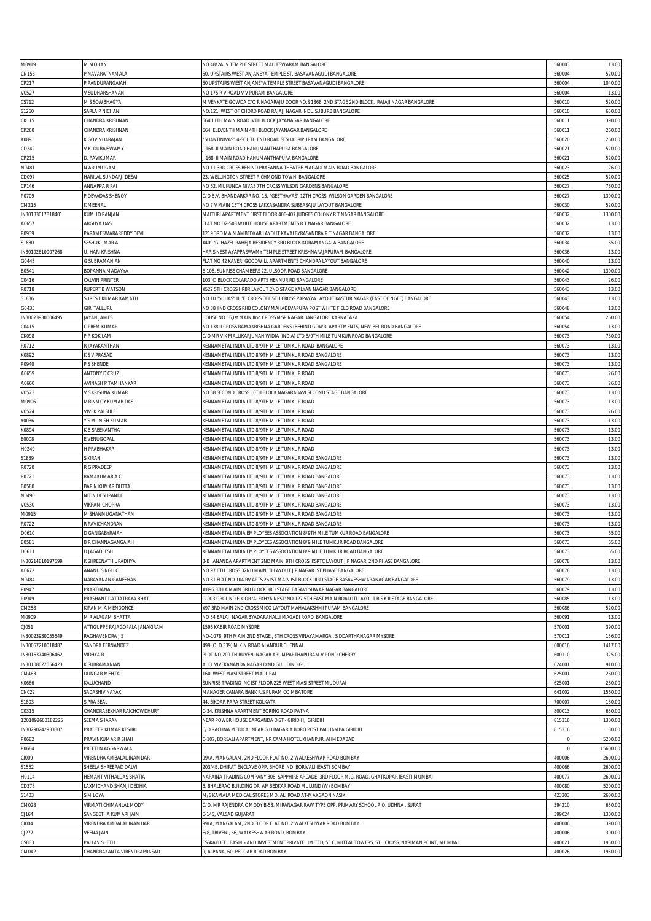| | | | | |
|---|---|---|---|---|
| M0919 | M MOHAN | NO 48/2A IV TEMPLE STREET MALLESWARAM BANGALORE | 560003 | 13.00 |
| CN153 | P NAVARATNAMALA | 50, UPSTAIRS WEST ANJANEYA TEMPLE ST. BASAVANAGUDI BANGALORE | 560004 | 520.00 |
| CP217 | P PANDURANGAIAH | 50 UPSTAIRS WEST ANJANEYA TEMPLE STREET BASAVANAGUDI BANGALORE | 560004 | 1040.00 |
| V0527 | V SUDHARSHANAN | NO 175 R V ROAD V V PURAM BANGALORE | 560004 | 13.00 |
| CS712 | M S SOWBHAGYA | M VENKATE GOWDA C/O R NAGARAJU DOOR NO.S 1868, 2ND STAGE 2ND BLOCK, RAJAJI NAGAR BANGALORE | 560010 | 520.00 |
| S1260 | SARLA P NICHANI | NO.121, WEST OF CHORD ROAD RAJAJI NAGAR INDL. SUBURB BANGALORE | 560010 | 650.00 |
| CK115 | CHANDRA KRISHNAN | 664 11TH MAIN ROAD IVTH BLOCK JAYANAGAR BANGALORE | 560011 | 390.00 |
| CK260 | CHANDRA KRISHNAN | 664, ELEVENTH MAIN 4TH BLOCK JAYANAGAR BANGALORE | 560011 | 260.00 |
| K0891 | K GOVINDARAJAN | "SHANTINIVAS" 4-SOUTH END ROAD SESHADRIPURAM BANGALORE | 560020 | 260.00 |
| CD242 | V.K. DURAISWAMY | J-168, II MAIN ROAD HANUMANTHAPURA BANGALORE | 560021 | 520.00 |
| CR215 | D. RAVIKUMAR | J-168, II MAIN ROAD HANUMANTHAPURA BANGALORE | 560021 | 520.00 |
| N0481 | N ARUMUGAM | NO 11 3RD CROSS BEHIND PRASANNA THEATRE MAGADI MAIN ROAD BANGALORE | 560023 | 26.00 |
| CD097 | HARILAL SUNDARJI DESAI | 23, WELLINGTON STREET RICHMOND TOWN, BANGALORE | 560025 | 520.00 |
| CP146 | ANNAPPA R PAI | NO 62, MUKUNDA NIVAS 7TH CROSS WILSON GARDENS BANGALORE | 560027 | 780.00 |
| P0709 | P DEVADAS SHENOY | C/O B.V. BHANDARKAR NO. 15, "GEETHAVAS" 12TH CROSS, WILSON GARDEN BANGALORE | 560027 | 1300.00 |
| CM215 | K MEENAL | NO 7 V MAIN 15TH CROSS LAKKASANDRA SUBBASAJU LAYOUT BANGALORE | 560030 | 520.00 |
| IN30133017818401 | KUMUD RANJAN | MAITHRI APARTMENT FIRST FLOOR 406-407 JUDGES COLONY R T NAGAR BANGALORE | 560032 | 1300.00 |
| A0657 | ARGHYA DAS | FLAT NO D2-508 WHITE HOUSE APARTMENTS R T NAGAR BANGALORE | 560032 | 13.00 |
| P0939 | PARAMESWARAREDDY DEVI | 1219 3RD MAIN AMBEDKAR LAYOUT KAVALBYRASANDRA R T NAGAR BANGALORE | 560032 | 13.00 |
| S1830 | SESHUKUMAR A | #409 'G' HAZEL RAHEJA RESIDENCY 3RD BLOCK KORAMANGALA BANGALORE | 560034 | 65.00 |
| IN30192610007268 | U. HARI KRISHNA | HARIS NEST AYAPPASWAMY TEMPLE STREET KRISHNARAJAPURAM BANGALORE | 560036 | 13.00 |
| G0443 | G SUBRAMANIAN | FLAT NO 42 KAVERI GOODWILL APARTMENTS CHANDRA LAYOUT BANGALORE | 560040 | 13.00 |
| B0541 | BOPANNA MADAYYA | E-106, SUNRISE CHAMBERS 22, ULSOOR ROAD BANGALORE | 560042 | 1300.00 |
| C0416 | CALVIN PRINTER | 103 'C' BLOCK COLARADO APTS HENNUR RD BANGALORE | 560043 | 26.00 |
| R0718 | RUPERT B WATSON | #522 5TH CROSS HRBR LAYOUT 2ND STAGE KALYAN NAGAR BANGALORE | 560043 | 13.00 |
| S1836 | SURESH KUMAR KAMATH | NO 10 "SUHAS" III 'E' CROSS OFF 5TH CROSS PAPAYYA LAYOUT KASTURINAGAR (EAST OF NGEF) BANGALORE | 560043 | 13.00 |
| G0435 | GIRI TALLURU | NO 38 IIND CROSS RHB COLONY MAHADEVAPURA POST WHITE FIELD ROAD BANGALORE | 560048 | 13.00 |
| IN30023930006495 | JAYAN JAMES | HOUSE NO.16,Ist MAIN,IInd CROSS MSR NAGAR BANGALORE KARNATAKA | 560054 | 260.00 |
| C0415 | C PREM KUMAR | NO 138 II CROSS RAMAKRISHNA GARDENS (BEHIND GOWRI APARTMENTS) NEW BEL ROAD BANGALORE | 560054 | 13.00 |
| CK098 | P R KOKILAM | C/O MR V K MALLIKARJUNAN WIDIA (INDIA) LTD 8/9TH MILE TUMKUR ROAD BANGALORE | 560073 | 780.00 |
| R0712 | R JAYAKANTHAN | KENNAMETAL INDIA LTD 8/9TH MILE TUMKUR ROAD BANGALORE | 560073 | 13.00 |
| K0892 | K S V PRASAD | KENNAMETAL INDIA LTD 8/9TH MILE TUMKUR ROAD BANGALORE | 560073 | 13.00 |
| P0940 | P S SHENDE | KENNAMETAL INDIA LTD 8/9TH MILE TUMKUR ROAD BANGALORE | 560073 | 13.00 |
| A0659 | ANTONY D'CRUZ | KENNAMETAL INDIA LTD 8/9TH MILE TUMKUR ROAD | 560073 | 26.00 |
| A0660 | AVINASH P TAMHANKAR | KENNAMETAL INDIA LTD 8/9TH MILE TUMKUR ROAD | 560073 | 26.00 |
| V0523 | V S KRISHNA KUMAR | NO 38 SECOND CROSS 10TH BLOCK NAGARABAVI SECOND STAGE BANGALORE | 560073 | 13.00 |
| M0906 | MRINMOY KUMAR DAS | KENNAMETAL INDIA LTD 8/9TH MILE TUMKUR ROAD | 560073 | 13.00 |
| V0524 | VIVEK PALSULE | KENNAMETAL INDIA LTD 8/9TH MILE TUMKUR ROAD | 560073 | 26.00 |
| Y0036 | Y S MUNISH KUMAR | KENNAMETAL INDIA LTD 8/9TH MILE TUMKUR ROAD | 560073 | 13.00 |
| K0894 | K B SREEKANTHA | KENNAMETAL INDIA LTD 8/9TH MILE TUMKUR ROAD | 560073 | 13.00 |
| E0008 | E VENUGOPAL | KENNAMETAL INDIA LTD 8/9TH MILE TUMKUR ROAD | 560073 | 13.00 |
| H0249 | H PRABHAKAR | KENNAMETAL INDIA LTD 8/9TH MILE TUMKUR ROAD | 560073 | 13.00 |
| S1839 | S KIRAN | KENNAMETAL INDIA LTD 8/9TH MILE TUMKUR ROAD BANGALORE | 560073 | 13.00 |
| R0720 | R G PRADEEP | KENNAMETAL INDIA LTD 8/9TH MILE TUMKUR ROAD BANGALORE | 560073 | 13.00 |
| R0721 | RAMAKUMAR A C | KENNAMETAL INDIA LTD 8/9TH MILE TUMKUR ROAD BANGALORE | 560073 | 13.00 |
| B0580 | BARIN KUMAR DUTTA | KENNAMETAL INDIA LTD 8/9TH MILE TUMKUR ROAD BANGALORE | 560073 | 13.00 |
| N0490 | NITIN DESHPANDE | KENNAMETAL INDIA LTD 8/9TH MILE TUMKUR ROAD BANGALORE | 560073 | 13.00 |
| V0530 | VIKRAM CHOPRA | KENNAMETAL INDIA LTD 8/9TH MILE TUMKUR ROAD BANGALORE | 560073 | 13.00 |
| M0915 | M SHANMUGANATHAN | KENNAMETAL INDIA LTD 8/9TH MILE TUMKUR ROAD BANGALORE | 560073 | 13.00 |
| R0722 | R RAVICHANDRAN | KENNAMETAL INDIA LTD 8/9TH MILE TUMKUR ROAD BANGALORE | 560073 | 13.00 |
| D0610 | D GANGABYRAIAH | KENNAMETAL INDIA EMPLOYEES ASSOCIATION 8/9TH MILE TUMKUR ROAD BANGALORE | 560073 | 65.00 |
| B0581 | B R CHANNAGANGAIAH | KENNAMETAL INDIA EMPLOYEES ASSOCIATION 8/9 MILE TUMKUR ROAD BANGALORE | 560073 | 65.00 |
| D0611 | D JAGADEESH | KENNAMETAL INDIA EMPLOYEES ASSOCIATION 8/9 MILE TUMKUR ROAD BANGALORE | 560073 | 65.00 |
| IN30214810197599 | K SHREENATH UPADHYA | 3-B ANANDA APARTMENT 2ND MAIN 9TH CROSS KSRTC LAYOUT J P NAGAR 2ND PHASE BANGALORE | 560078 | 13.00 |
| A0672 | ANAND SINGH C J | NO 97 6TH CROSS 32ND MAIN ITI LAYOUT J P NAGAR IST PHASE BANGALORE | 560078 | 13.00 |
| N0484 | NARAYANAN GANESHAN | NO 81 FLAT NO 104 RV APTS 26 IST MAIN IST BLOCK IIIRD STAGE BASAVESHWARANAGAR BANGALORE | 560079 | 13.00 |
| P0947 | PRARTHANA U | #896 8TH A MAIN 3RD BLOCK 3RD STAGE BASAVESHWAR NAGAR BANGALORE | 560079 | 13.00 |
| P0949 | PRASHANT DATTATRAYA BHAT | G-003 GROUND FLOOR 'ALEKHYA NEST' NO 127 5TH EAST MAIN ROAD ITI LAYOUT B S K II STAGE BANGALORE | 560085 | 13.00 |
| CM258 | KIRAN M A MENDONCE | #97 3RD MAIN 2ND CROSS MICO LAYOUT MAHALAKSHMI PURAM BANGALORE | 560086 | 520.00 |
| M0909 | M R ALAGAM BHATTA | NO 54 BALAJI NAGAR BYADARAHALLI MAGADI ROAD BANGALORE | 560091 | 13.00 |
| CJ051 | ATTIGUPPE RAJAGOPALA JANAKIRAM | 1596 KABIR ROAD MYSORE | 570001 | 390.00 |
| IN30023930055549 | RAGHAVENDRA J S | NO-1078, 9TH MAIN 2ND STAGE , 8TH CROSS VINAYAMARGA , SIDDARTHANAGAR MYSORE | 570011 | 156.00 |
| IN30057210018487 | SANDRA FERNANDEZ | 499 (OLD 339) M.K.N.ROAD ALANDUR CHENNAI | 600016 | 1417.00 |
| IN30163740306462 | VIDHYA R | PLOT NO 209 THIRUVENI NAGAR ARUMPARTHAPURAM V PONDICHERRY | 600110 | 325.00 |
| IN30108022056423 | K SUBRAMANIAN | A 13 VIVEKANANDA NAGAR DINDIGUL DINDIGUL | 624001 | 910.00 |
| CM463 | DUNGAR MEHTA | 160, WEST MASI STREET MADURAI | 625001 | 260.00 |
| K0666 | KALUCHAND | SUNRISE TRADING INC IST FLOOR 225 WEST MASI STREET MUDURAI | 625001 | 260.00 |
| CN022 | SADASHIV NAYAK | MANAGER CANARA BANK R.S.PURAM COIMBATORE | 641002 | 1560.00 |
| S1803 | SIPRA SEAL | 44, SIKDAR PARA STREET KOLKATA | 700007 | 130.00 |
| C0315 | CHANDRASEKHAR RAICHOWDHURY | C-34, KRISHNA APARTMENT BORING ROAD PATNA | 800013 | 650.00 |
| 1201092600182225 | SEEMA SHARAN | NEAR POWER HOUSE BARGANDA DIST - GIRIDIH, GIRIDIH | 815316 | 1300.00 |
| IN30290242933307 | PRADEEP KUMAR KESHRI | C/O RACHNA MEDICAL NEAR G D BAGARIA BORO POST PACHAMBA GIRIDIH | 815316 | 130.00 |
| P0682 | PRAVINKUMAR R SHAH | C-107, BORSALI APARTMENT, NR CAMA HOTEL KHANPUR, AHMEDABAD | 0 | 5200.00 |
| P0684 | PREETI N AGGARWALA | | 0 | 15600.00 |
| CI009 | VIRENDRA AMBALAL INAMDAR | 99/A, MANGALAM, 2ND FLOOR FLAT NO. 2 WALKESHWAR ROAD BOMBAY | 400006 | 2600.00 |
| S1562 | SHEELA SHREEPAD DALVI | 203/4B, DHIRAT ENCLAVE OPP. BHORE IND. BORIVALI (EAST) BOMBAY | 400066 | 2600.00 |
| H0114 | HEMANT VITHALDAS BHATIA | NARAINA TRADING COMPANY 308, SAPPHIRE ARCADE, 3RD FLOOR M.G. ROAD, GHATKOPAR (EAST) MUMBAI | 400077 | 2600.00 |
| CD378 | LAXMICHAND SHANJI DEDHIA | 6, BHALERAO BUILDING DR. AMBEDKAR ROAD MULUND (W) BOMBAY | 400080 | 5200.00 |
| S1403 | S M LOYA | M/S KAMALA MEDICAL STORES MD. ALI ROAD AT-MAKGAON NASIK | 423203 | 2600.00 |
| CM028 | VIRMATI CHIMANLAL MODY | C/O. MR RAJENDRA C MODY B-53, MIRANAGAR RAW TYPE OPP. PRIMARY SCHOOL P.O. UDHNA , SURAT | 394210 | 650.00 |
| CJ164 | SANGEETHA KUMARI JAIN | E-145, VALSAD GUJARAT | 399024 | 1300.00 |
| CI004 | VIRENDRA AMBALAL INAMDAR | 99/A, MANGALAM, 2ND FLOOR FLAT NO. 2 WALKESHWAR ROAD BOMBAY | 400006 | 390.00 |
| CJ277 | VEENA JAIN | F/8, TRIVENI, 66, WALKESHWAR ROAD, BOMBAY | 400006 | 390.00 |
| CS863 | PALLAV SHETH | ESSKAYDEE LEASING AND INVESTMENT PRIVATE LIMITED, 55 C, MITTAL TOWERS, 5TH CROSS, NARIMAN POINT, MUMBAI | 400021 | 1950.00 |
| CM042 | CHANDRAKANTA VIRENDRAPRASAD | 9, ALPANA, 60, PEDDAR ROAD BOMBAY | 400026 | 1950.00 |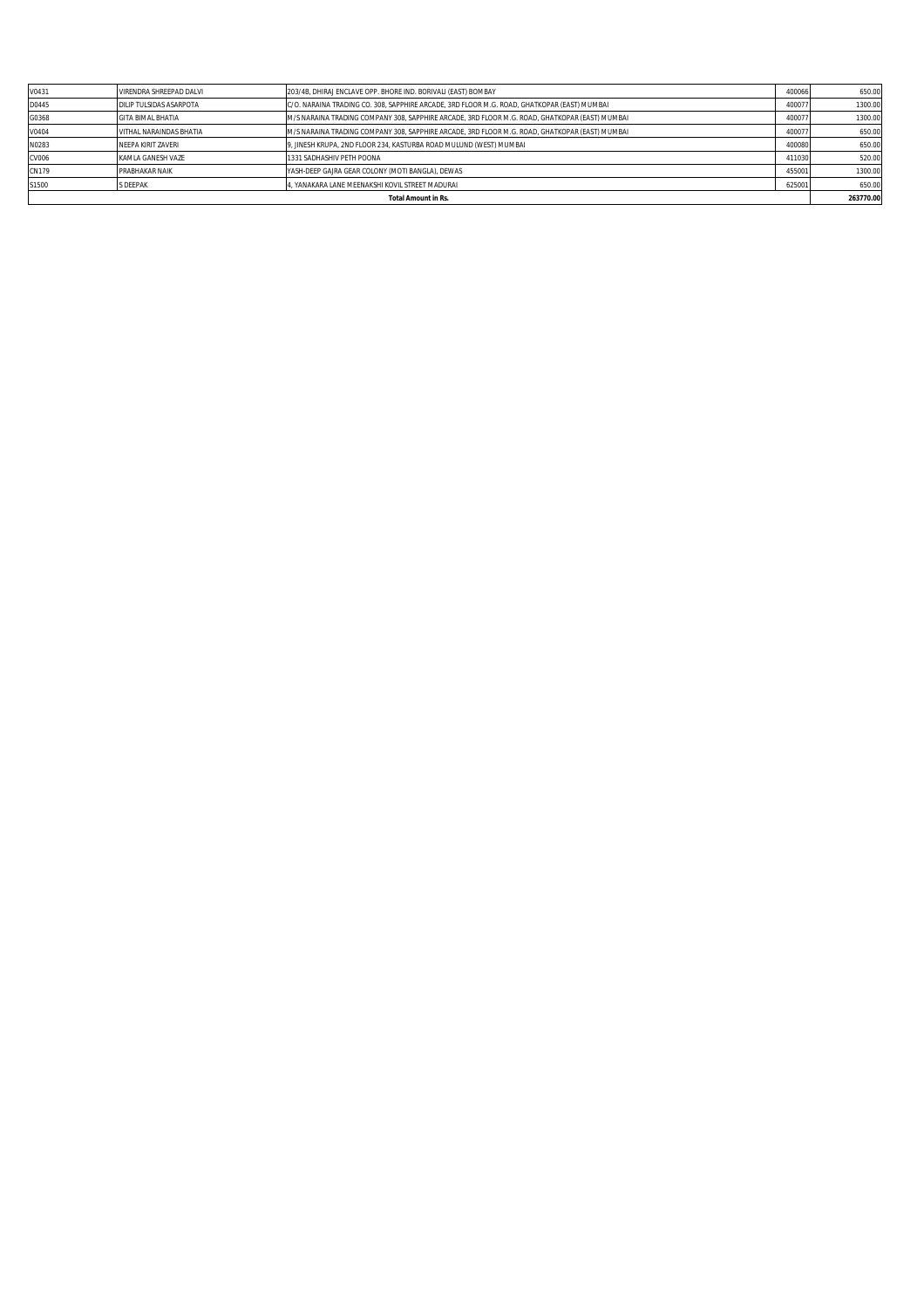| | | | | |
|---|---|---|---|---|
| V0431 | VIRENDRA SHREEPAD DALVI | 203/4B, DHIRAJ ENCLAVE OPP. BHORE IND. BORIVALI (EAST) BOMBAY | 400066 | 650.00 |
| D0445 | DILIP TULSIDAS ASARPOTA | C/O. NARAINA TRADING CO. 308, SAPPHIRE ARCADE, 3RD FLOOR M.G. ROAD, GHATKOPAR (EAST) MUMBAI | 400077 | 1300.00 |
| G0368 | GITA BIMAL BHATIA | M/S NARAINA TRADING COMPANY 308, SAPPHIRE ARCADE, 3RD FLOOR M.G. ROAD, GHATKOPAR (EAST) MUMBAI | 400077 | 1300.00 |
| V0404 | VITHAL NARAINDAS BHATIA | M/S NARAINA TRADING COMPANY 308, SAPPHIRE ARCADE, 3RD FLOOR M.G. ROAD, GHATKOPAR (EAST) MUMBAI | 400077 | 650.00 |
| N0283 | NEEPA KIRIT ZAVERI | 9, JINESH KRUPA, 2ND FLOOR 234, KASTURBA ROAD MULUND (WEST) MUMBAI | 400080 | 650.00 |
| CV006 | KAMLA GANESH VAZE | 1331 SADHASHIV PETH POONA | 411030 | 520.00 |
| CN179 | PRABHAKAR NAIK | YASH-DEEP GAJRA GEAR COLONY (MOTI BANGLA), DEWAS | 455001 | 1300.00 |
| S1500 | S DEEPAK | 4, YANAKARA LANE MEENAKSHI KOVIL STREET MADURAI | 625001 | 650.00 |
| **Total Amount in Rs.** | | | | **263770.00** |